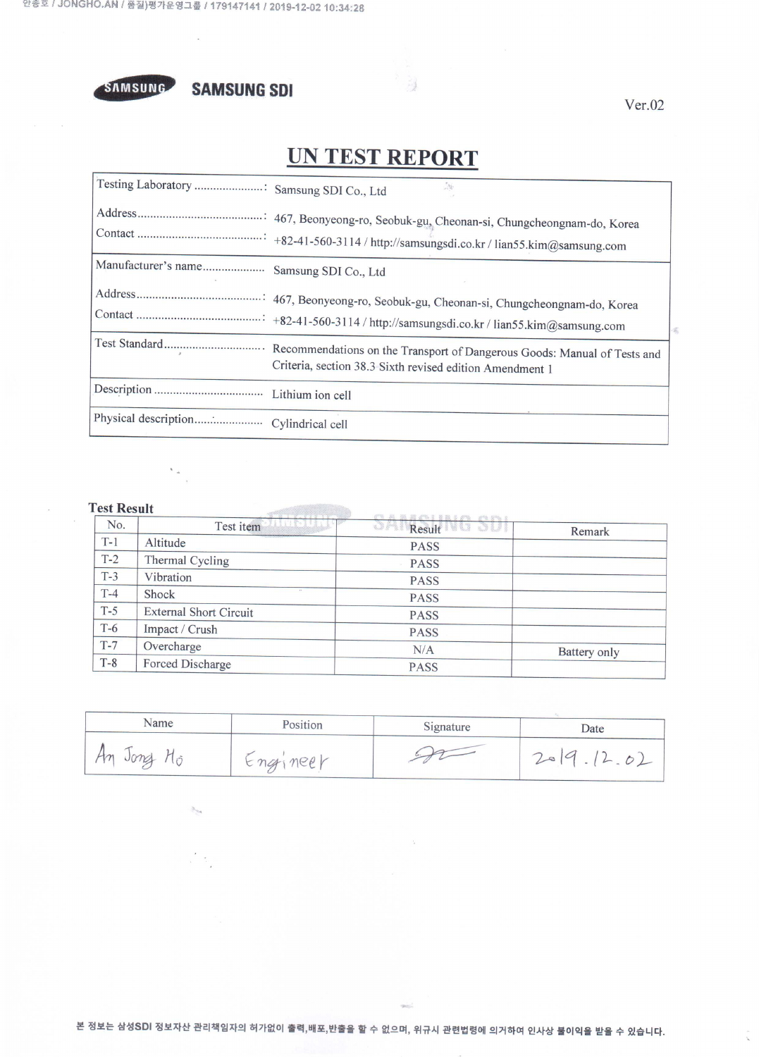SAMSUNG SDI

Ver.02

# UN TEST REPORT

| | |
|---|---|
| Testing Laboratory ......................: | Samsung SDI Co., Ltd |
| Address........................................: | 467, Beonyeong-ro, Seobuk-gu, Cheonan-si, Chungcheongnam-do, Korea |
| Contact ........................................: | +82-41-560-3114 / http://samsungsdi.co.kr / lian55.kim@samsung.com |
| Manufacturer's name.................... | Samsung SDI Co., Ltd |
| Address........................................: | 467, Beonyeong-ro, Seobuk-gu, Cheonan-si, Chungcheongnam-do, Korea |
| Contact ........................................: | +82-41-560-3114 / http://samsungsdi.co.kr / lian55.kim@samsung.com |
| Test Standard................................ | Recommendations on the Transport of Dangerous Goods: Manual of Tests and Criteria, section 38.3 Sixth revised edition Amendment 1 |
| Description .................................... | Lithium ion cell |
| Physical description...................... | Cylindrical cell |

**Test Result**

| No. | Test item | Result | Remark |
|---|---|---|---|
| T-1 | Altitude | PASS | |
| T-2 | Thermal Cycling | PASS | |
| T-3 | Vibration | PASS | |
| T-4 | Shock | PASS | |
| T-5 | External Short Circuit | PASS | |
| T-6 | Impact / Crush | PASS | |
| T-7 | Overcharge | N/A | Battery only |
| T-8 | Forced Discharge | PASS | |

| Name | Position | Signature | Date |
|---|---|---|---|
| An Jong Ho | Engineer | (signature) | 2019.12.02 |

본 정보는 삼성SDI 정보자산 관리책임자의 허가없이 출력,배포,반출을 할 수 없으며, 위규시 관련법령에 의거하여 인사상 불이익을 받을 수 있습니다.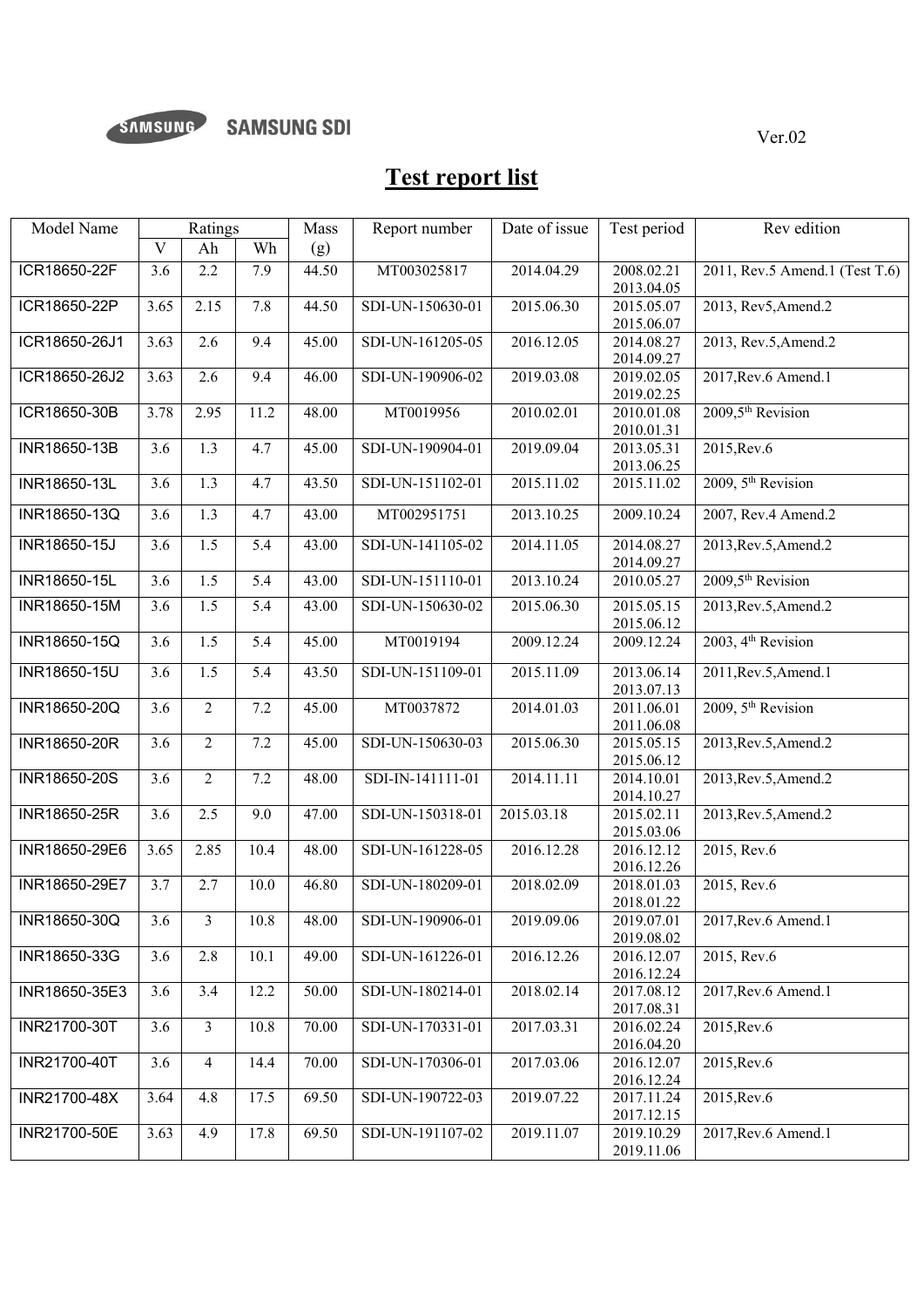SAMSUNG SAMSUNG SDI

Ver.02

# Test report list

| Model Name | Ratings | | | Mass | Report number | Date of issue | Test period | Rev edition |
|---|---|---|---|---|---|---|---|---|
| | V | Ah | Wh | (g) | | | | |
| ICR18650-22F | 3.6 | 2.2 | 7.9 | 44.50 | MT003025817 | 2014.04.29 | 2008.02.21 2013.04.05 | 2011, Rev.5 Amend.1 (Test T.6) |
| ICR18650-22P | 3.65 | 2.15 | 7.8 | 44.50 | SDI-UN-150630-01 | 2015.06.30 | 2015.05.07 2015.06.07 | 2013, Rev5,Amend.2 |
| ICR18650-26J1 | 3.63 | 2.6 | 9.4 | 45.00 | SDI-UN-161205-05 | 2016.12.05 | 2014.08.27 2014.09.27 | 2013, Rev.5,Amend.2 |
| ICR18650-26J2 | 3.63 | 2.6 | 9.4 | 46.00 | SDI-UN-190906-02 | 2019.03.08 | 2019.02.05 2019.02.25 | 2017,Rev.6 Amend.1 |
| ICR18650-30B | 3.78 | 2.95 | 11.2 | 48.00 | MT0019956 | 2010.02.01 | 2010.01.08 2010.01.31 | 2009,5th Revision |
| INR18650-13B | 3.6 | 1.3 | 4.7 | 45.00 | SDI-UN-190904-01 | 2019.09.04 | 2013.05.31 2013.06.25 | 2015,Rev.6 |
| INR18650-13L | 3.6 | 1.3 | 4.7 | 43.50 | SDI-UN-151102-01 | 2015.11.02 | 2015.11.02 | 2009, 5th Revision |
| INR18650-13Q | 3.6 | 1.3 | 4.7 | 43.00 | MT002951751 | 2013.10.25 | 2009.10.24 | 2007, Rev.4 Amend.2 |
| INR18650-15J | 3.6 | 1.5 | 5.4 | 43.00 | SDI-UN-141105-02 | 2014.11.05 | 2014.08.27 2014.09.27 | 2013,Rev.5,Amend.2 |
| INR18650-15L | 3.6 | 1.5 | 5.4 | 43.00 | SDI-UN-151110-01 | 2013.10.24 | 2010.05.27 | 2009,5th Revision |
| INR18650-15M | 3.6 | 1.5 | 5.4 | 43.00 | SDI-UN-150630-02 | 2015.06.30 | 2015.05.15 2015.06.12 | 2013,Rev.5,Amend.2 |
| INR18650-15Q | 3.6 | 1.5 | 5.4 | 45.00 | MT0019194 | 2009.12.24 | 2009.12.24 | 2003, 4th Revision |
| INR18650-15U | 3.6 | 1.5 | 5.4 | 43.50 | SDI-UN-151109-01 | 2015.11.09 | 2013.06.14 2013.07.13 | 2011,Rev.5,Amend.1 |
| INR18650-20Q | 3.6 | 2 | 7.2 | 45.00 | MT0037872 | 2014.01.03 | 2011.06.01 2011.06.08 | 2009, 5th Revision |
| INR18650-20R | 3.6 | 2 | 7.2 | 45.00 | SDI-UN-150630-03 | 2015.06.30 | 2015.05.15 2015.06.12 | 2013,Rev.5,Amend.2 |
| INR18650-20S | 3.6 | 2 | 7.2 | 48.00 | SDI-IN-141111-01 | 2014.11.11 | 2014.10.01 2014.10.27 | 2013,Rev.5,Amend.2 |
| INR18650-25R | 3.6 | 2.5 | 9.0 | 47.00 | SDI-UN-150318-01 | 2015.03.18 | 2015.02.11 2015.03.06 | 2013,Rev.5,Amend.2 |
| INR18650-29E6 | 3.65 | 2.85 | 10.4 | 48.00 | SDI-UN-161228-05 | 2016.12.28 | 2016.12.12 2016.12.26 | 2015, Rev.6 |
| INR18650-29E7 | 3.7 | 2.7 | 10.0 | 46.80 | SDI-UN-180209-01 | 2018.02.09 | 2018.01.03 2018.01.22 | 2015, Rev.6 |
| INR18650-30Q | 3.6 | 3 | 10.8 | 48.00 | SDI-UN-190906-01 | 2019.09.06 | 2019.07.01 2019.08.02 | 2017,Rev.6 Amend.1 |
| INR18650-33G | 3.6 | 2.8 | 10.1 | 49.00 | SDI-UN-161226-01 | 2016.12.26 | 2016.12.07 2016.12.24 | 2015, Rev.6 |
| INR18650-35E3 | 3.6 | 3.4 | 12.2 | 50.00 | SDI-UN-180214-01 | 2018.02.14 | 2017.08.12 2017.08.31 | 2017,Rev.6 Amend.1 |
| INR21700-30T | 3.6 | 3 | 10.8 | 70.00 | SDI-UN-170331-01 | 2017.03.31 | 2016.02.24 2016.04.20 | 2015,Rev.6 |
| INR21700-40T | 3.6 | 4 | 14.4 | 70.00 | SDI-UN-170306-01 | 2017.03.06 | 2016.12.07 2016.12.24 | 2015,Rev.6 |
| INR21700-48X | 3.64 | 4.8 | 17.5 | 69.50 | SDI-UN-190722-03 | 2019.07.22 | 2017.11.24 2017.12.15 | 2015,Rev.6 |
| INR21700-50E | 3.63 | 4.9 | 17.8 | 69.50 | SDI-UN-191107-02 | 2019.11.07 | 2019.10.29 2019.11.06 | 2017,Rev.6 Amend.1 |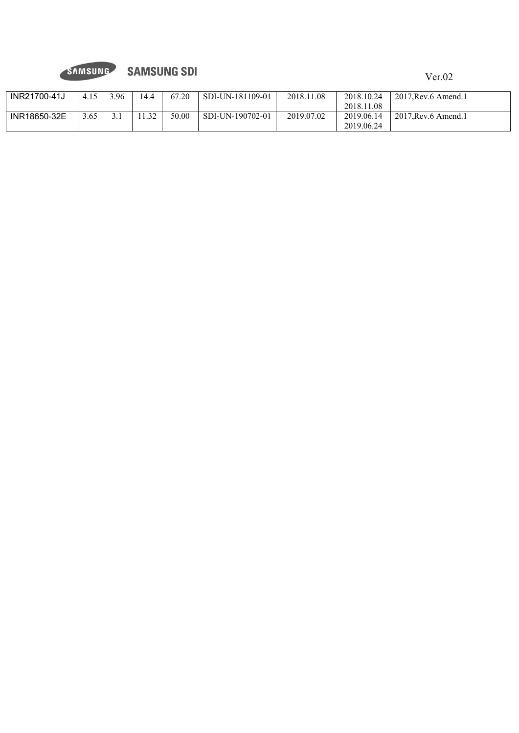| | | | | | | | | |
|---|---|---|---|---|---|---|---|---|
| INR21700-41J | 4.15 | 3.96 | 14.4 | 67.20 | SDI-UN-181109-01 | 2018.11.08 | 2018.10.24<br>2018.11.08 | 2017,Rev.6 Amend.1 |
| INR18650-32E | 3.65 | 3.1 | 11.32 | 50.00 | SDI-UN-190702-01 | 2019.07.02 | 2019.06.14<br>2019.06.24 | 2017,Rev.6 Amend.1 |